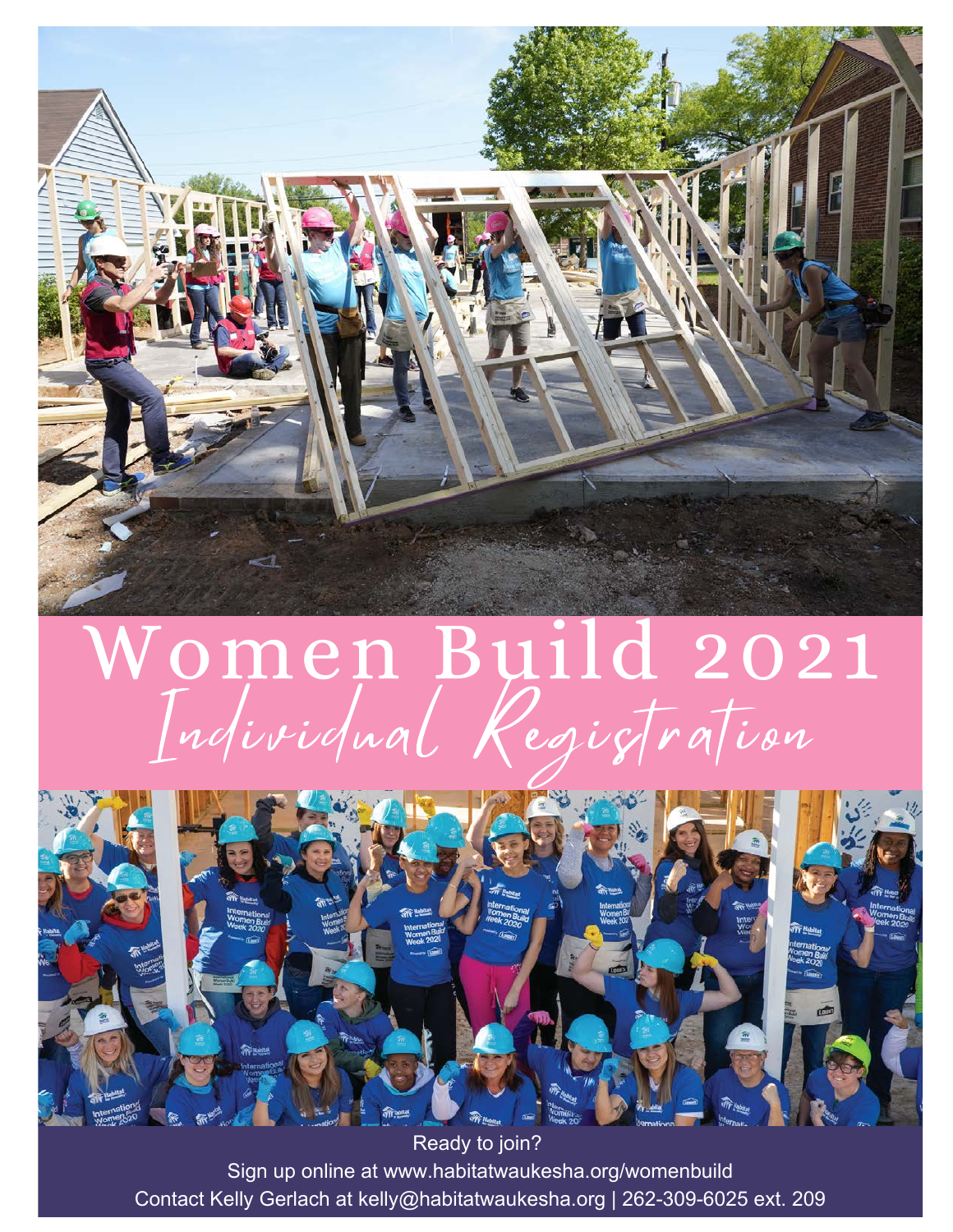# Women Build 2021

## *Individual Registration*

Ready to join?

Sign up online at www.habitatwaukesha.org/womenbuild

Contact Kelly Gerlach at kelly@habitatwaukesha.org | 262-309-6025 ext. 209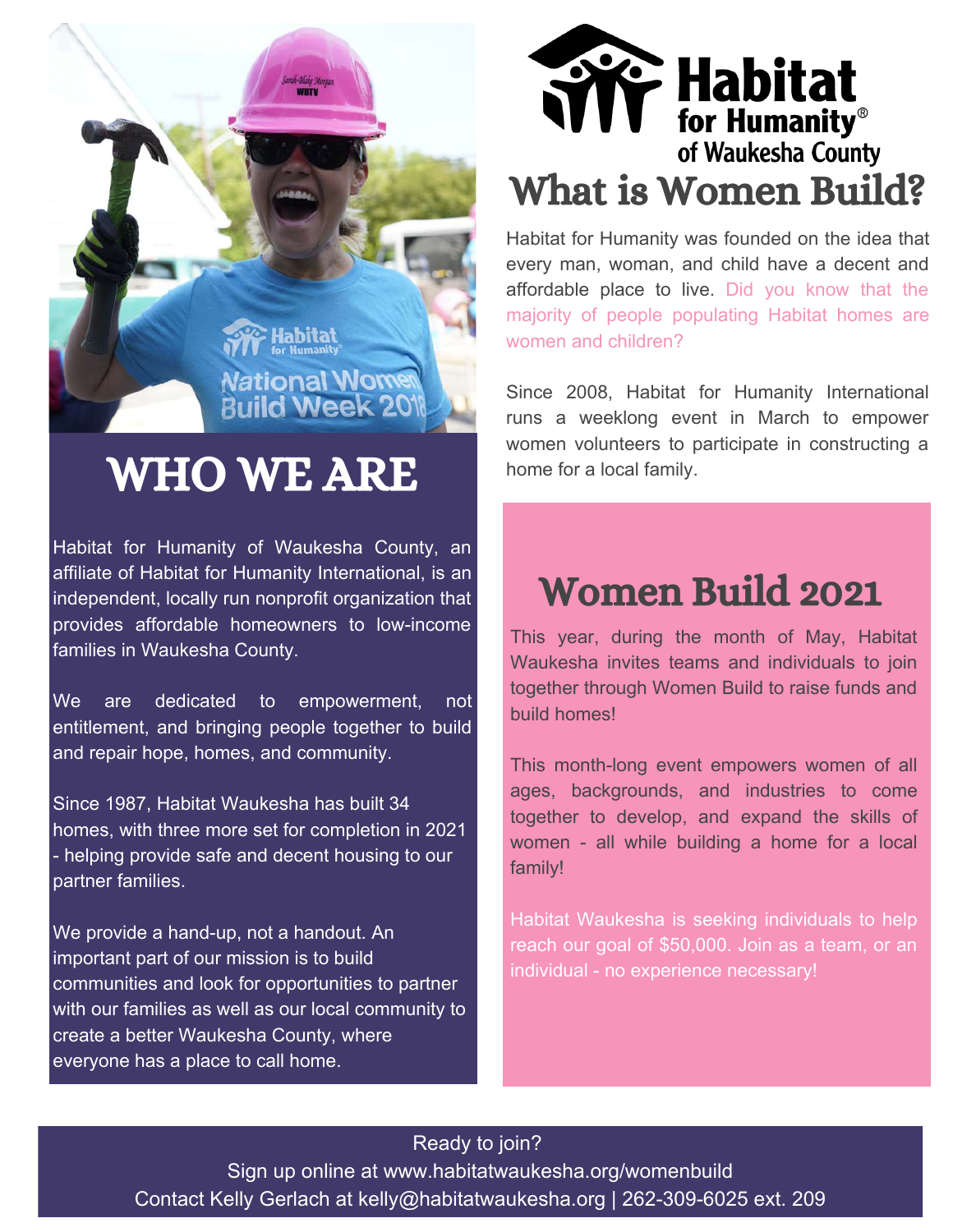# WHO WE ARE

Habitat for Humanity of Waukesha County, an affiliate of Habitat for Humanity International, is an independent, locally run nonprofit organization that provides affordable homeowners to low-income families in Waukesha County.

We are dedicated to empowerment, not entitlement, and bringing people together to build and repair hope, homes, and community.

Since 1987, Habitat Waukesha has built 34 homes, with three more set for completion in 2021 - helping provide safe and decent housing to our partner families.

We provide a hand-up, not a handout. An important part of our mission is to build communities and look for opportunities to partner with our families as well as our local community to create a better Waukesha County, where everyone has a place to call home.

**Habitat for Humanity® of Waukesha County**

# What is Women Build?

Habitat for Humanity was founded on the idea that every man, woman, and child have a decent and affordable place to live. Did you know that the majority of people populating Habitat homes are women and children?

Since 2008, Habitat for Humanity International runs a weeklong event in March to empower women volunteers to participate in constructing a home for a local family.

## Women Build 2021

This year, during the month of May, Habitat Waukesha invites teams and individuals to join together through Women Build to raise funds and build homes!

This month-long event empowers women of all ages, backgrounds, and industries to come together to develop, and expand the skills of women - all while building a home for a local family!

Habitat Waukesha is seeking individuals to help reach our goal of $50,000. Join as a team, or an individual - no experience necessary!

Ready to join?
Sign up online at www.habitatwaukesha.org/womenbuild
Contact Kelly Gerlach at kelly@habitatwaukesha.org | 262-309-6025 ext. 209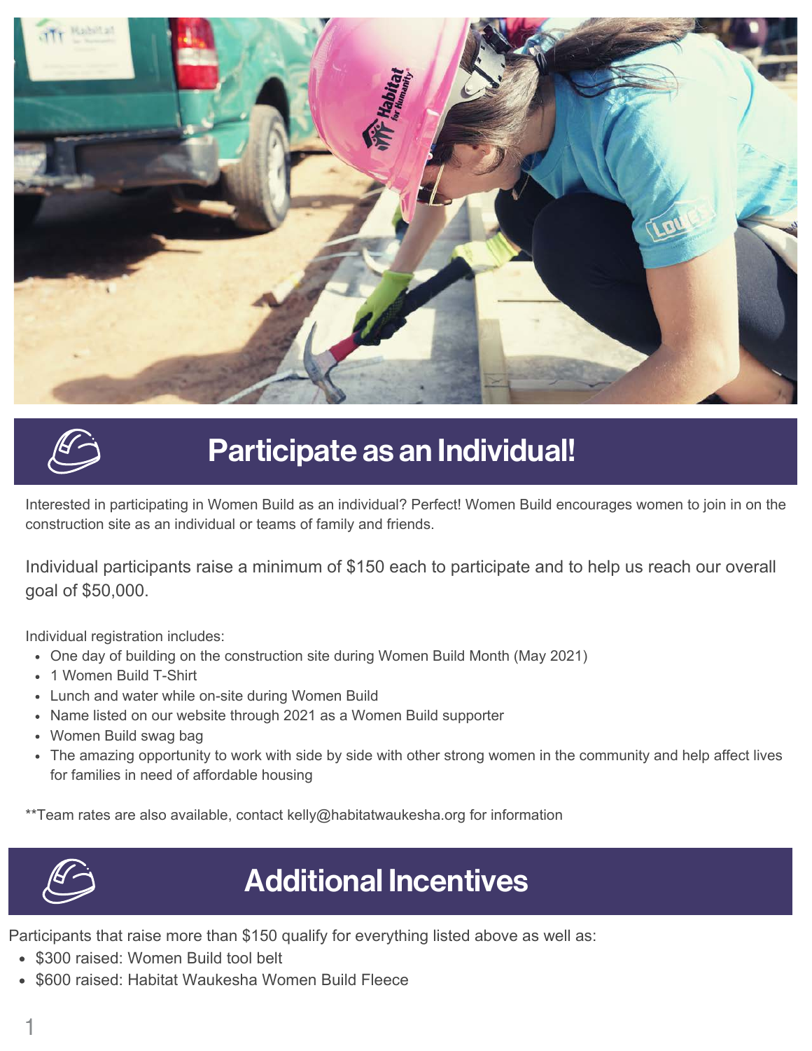## Participate as an Individual!

Interested in participating in Women Build as an individual? Perfect! Women Build encourages women to join in on the construction site as an individual or teams of family and friends.

Individual participants raise a minimum of $150 each to participate and to help us reach our overall goal of $50,000.

Individual registration includes:

- One day of building on the construction site during Women Build Month (May 2021)
- 1 Women Build T-Shirt
- Lunch and water while on-site during Women Build
- Name listed on our website through 2021 as a Women Build supporter
- Women Build swag bag
- The amazing opportunity to work with side by side with other strong women in the community and help affect lives for families in need of affordable housing

**Team rates are also available, contact kelly@habitatwaukesha.org for information

## Additional Incentives

Participants that raise more than $150 qualify for everything listed above as well as:

- $300 raised: Women Build tool belt
- $600 raised: Habitat Waukesha Women Build Fleece